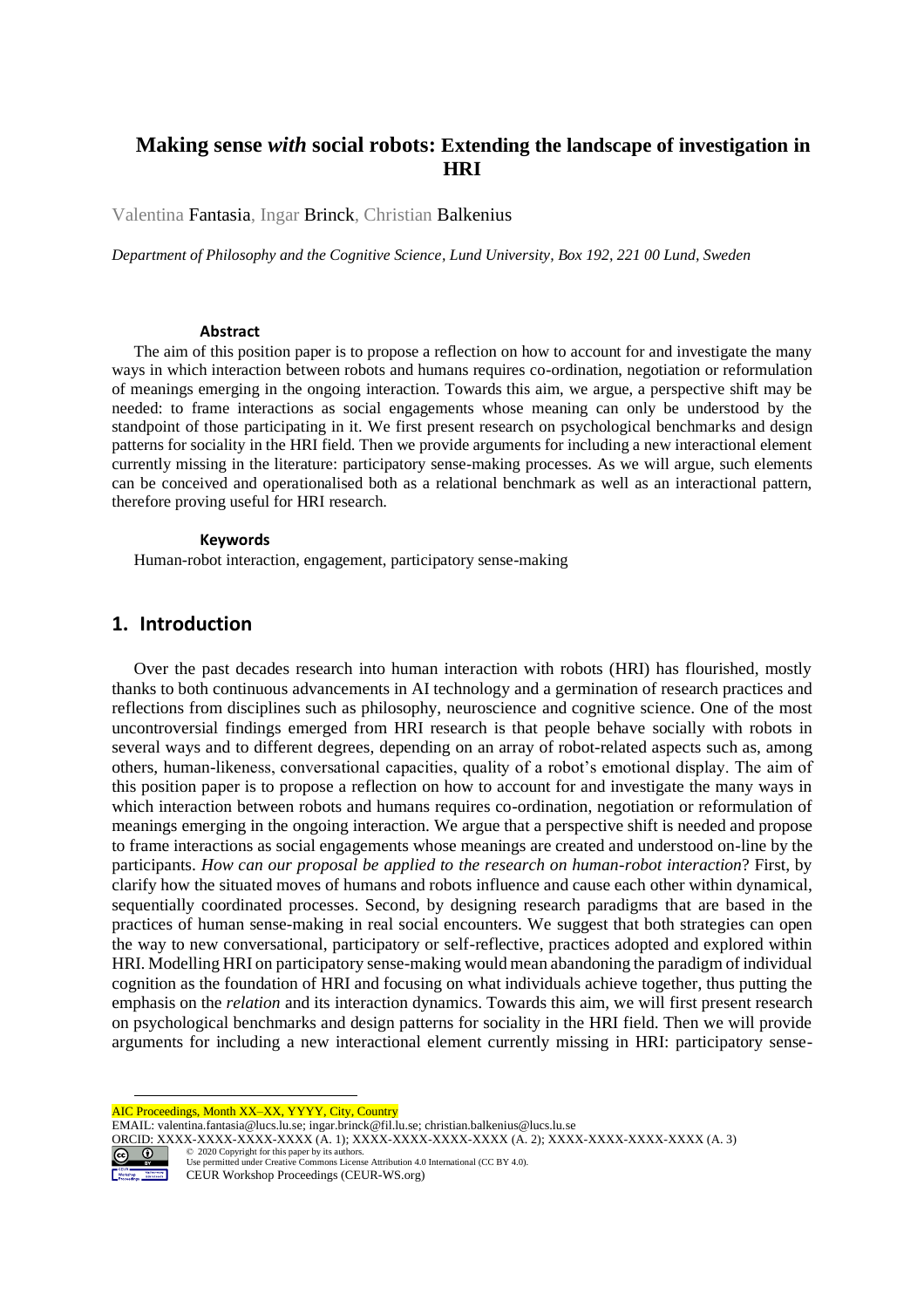# Making sense *with* social robots: Extending the landscape of investigation in HRI

Valentina Fantasia, Ingar Brinck, Christian Balkenius

*Department of Philosophy and the Cognitive Science, Lund University, Box 192, 221 00 Lund, Sweden*

### Abstract

The aim of this position paper is to propose a reflection on how to account for and investigate the many ways in which interaction between robots and humans requires co-ordination, negotiation or reformulation of meanings emerging in the ongoing interaction. Towards this aim, we argue, a perspective shift may be needed: to frame interactions as social engagements whose meaning can only be understood by the standpoint of those participating in it. We first present research on psychological benchmarks and design patterns for sociality in the HRI field. Then we provide arguments for including a new interactional element currently missing in the literature: participatory sense-making processes. As we will argue, such elements can be conceived and operationalised both as a relational benchmark as well as an interactional pattern, therefore proving useful for HRI research.

### Keywords

Human-robot interaction, engagement, participatory sense-making

## 1. Introduction

Over the past decades research into human interaction with robots (HRI) has flourished, mostly thanks to both continuous advancements in AI technology and a germination of research practices and reflections from disciplines such as philosophy, neuroscience and cognitive science. One of the most uncontroversial findings emerged from HRI research is that people behave socially with robots in several ways and to different degrees, depending on an array of robot-related aspects such as, among others, human-likeness, conversational capacities, quality of a robot's emotional display. The aim of this position paper is to propose a reflection on how to account for and investigate the many ways in which interaction between robots and humans requires co-ordination, negotiation or reformulation of meanings emerging in the ongoing interaction. We argue that a perspective shift is needed and propose to frame interactions as social engagements whose meanings are created and understood on-line by the participants. *How can our proposal be applied to the research on human-robot interaction*? First, by clarify how the situated moves of humans and robots influence and cause each other within dynamical, sequentially coordinated processes. Second, by designing research paradigms that are based in the practices of human sense-making in real social encounters. We suggest that both strategies can open the way to new conversational, participatory or self-reflective, practices adopted and explored within HRI. Modelling HRI on participatory sense-making would mean abandoning the paradigm of individual cognition as the foundation of HRI and focusing on what individuals achieve together, thus putting the emphasis on the *relation* and its interaction dynamics. Towards this aim, we will first present research on psychological benchmarks and design patterns for sociality in the HRI field. Then we will provide arguments for including a new interactional element currently missing in HRI: participatory sense-

AIC Proceedings, Month XX–XX, YYYY, City, Country
EMAIL: valentina.fantasia@lucs.lu.se; ingar.brinck@fil.lu.se; christian.balkenius@lucs.lu.se
ORCID: XXXX-XXXX-XXXX-XXXX (A. 1); XXXX-XXXX-XXXX-XXXX (A. 2); XXXX-XXXX-XXXX-XXXX (A. 3)
© 2020 Copyright for this paper by its authors.
Use permitted under Creative Commons License Attribution 4.0 International (CC BY 4.0).
CEUR Workshop Proceedings (CEUR-WS.org)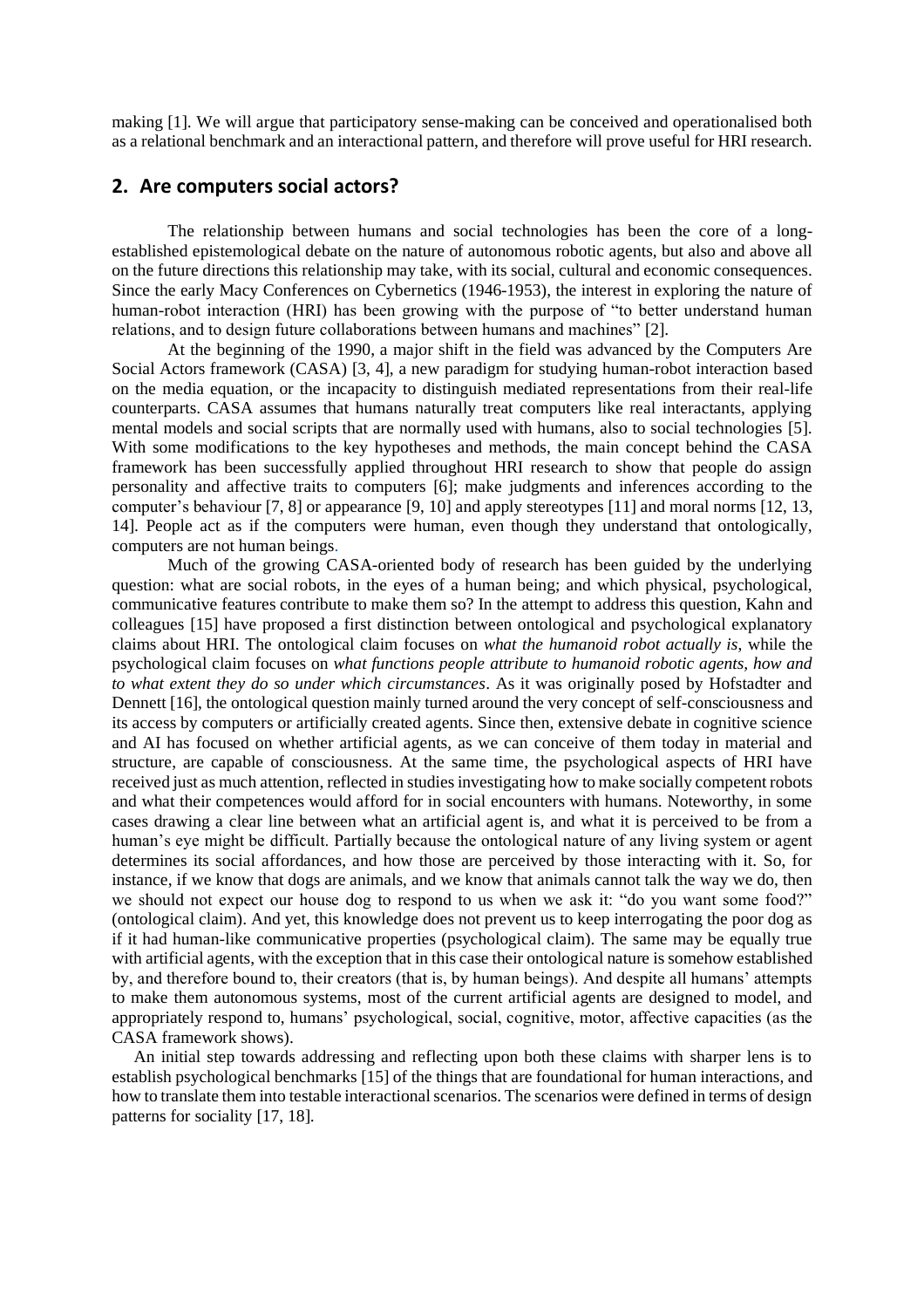making [1]. We will argue that participatory sense-making can be conceived and operationalised both as a relational benchmark and an interactional pattern, and therefore will prove useful for HRI research.

## 2. Are computers social actors?

The relationship between humans and social technologies has been the core of a long-established epistemological debate on the nature of autonomous robotic agents, but also and above all on the future directions this relationship may take, with its social, cultural and economic consequences. Since the early Macy Conferences on Cybernetics (1946-1953), the interest in exploring the nature of human-robot interaction (HRI) has been growing with the purpose of "to better understand human relations, and to design future collaborations between humans and machines" [2].

At the beginning of the 1990, a major shift in the field was advanced by the Computers Are Social Actors framework (CASA) [3, 4], a new paradigm for studying human-robot interaction based on the media equation, or the incapacity to distinguish mediated representations from their real-life counterparts. CASA assumes that humans naturally treat computers like real interactants, applying mental models and social scripts that are normally used with humans, also to social technologies [5]. With some modifications to the key hypotheses and methods, the main concept behind the CASA framework has been successfully applied throughout HRI research to show that people do assign personality and affective traits to computers [6]; make judgments and inferences according to the computer's behaviour [7, 8] or appearance [9, 10] and apply stereotypes [11] and moral norms [12, 13, 14]. People act as if the computers were human, even though they understand that ontologically, computers are not human beings.

Much of the growing CASA-oriented body of research has been guided by the underlying question: what are social robots, in the eyes of a human being; and which physical, psychological, communicative features contribute to make them so? In the attempt to address this question, Kahn and colleagues [15] have proposed a first distinction between ontological and psychological explanatory claims about HRI. The ontological claim focuses on *what the humanoid robot actually is*, while the psychological claim focuses on *what functions people attribute to humanoid robotic agents, how and to what extent they do so under which circumstances*. As it was originally posed by Hofstadter and Dennett [16], the ontological question mainly turned around the very concept of self-consciousness and its access by computers or artificially created agents. Since then, extensive debate in cognitive science and AI has focused on whether artificial agents, as we can conceive of them today in material and structure, are capable of consciousness. At the same time, the psychological aspects of HRI have received just as much attention, reflected in studies investigating how to make socially competent robots and what their competences would afford for in social encounters with humans. Noteworthy, in some cases drawing a clear line between what an artificial agent is, and what it is perceived to be from a human's eye might be difficult. Partially because the ontological nature of any living system or agent determines its social affordances, and how those are perceived by those interacting with it. So, for instance, if we know that dogs are animals, and we know that animals cannot talk the way we do, then we should not expect our house dog to respond to us when we ask it: "do you want some food?" (ontological claim). And yet, this knowledge does not prevent us to keep interrogating the poor dog as if it had human-like communicative properties (psychological claim). The same may be equally true with artificial agents, with the exception that in this case their ontological nature is somehow established by, and therefore bound to, their creators (that is, by human beings). And despite all humans' attempts to make them autonomous systems, most of the current artificial agents are designed to model, and appropriately respond to, humans' psychological, social, cognitive, motor, affective capacities (as the CASA framework shows).

An initial step towards addressing and reflecting upon both these claims with sharper lens is to establish psychological benchmarks [15] of the things that are foundational for human interactions, and how to translate them into testable interactional scenarios. The scenarios were defined in terms of design patterns for sociality [17, 18].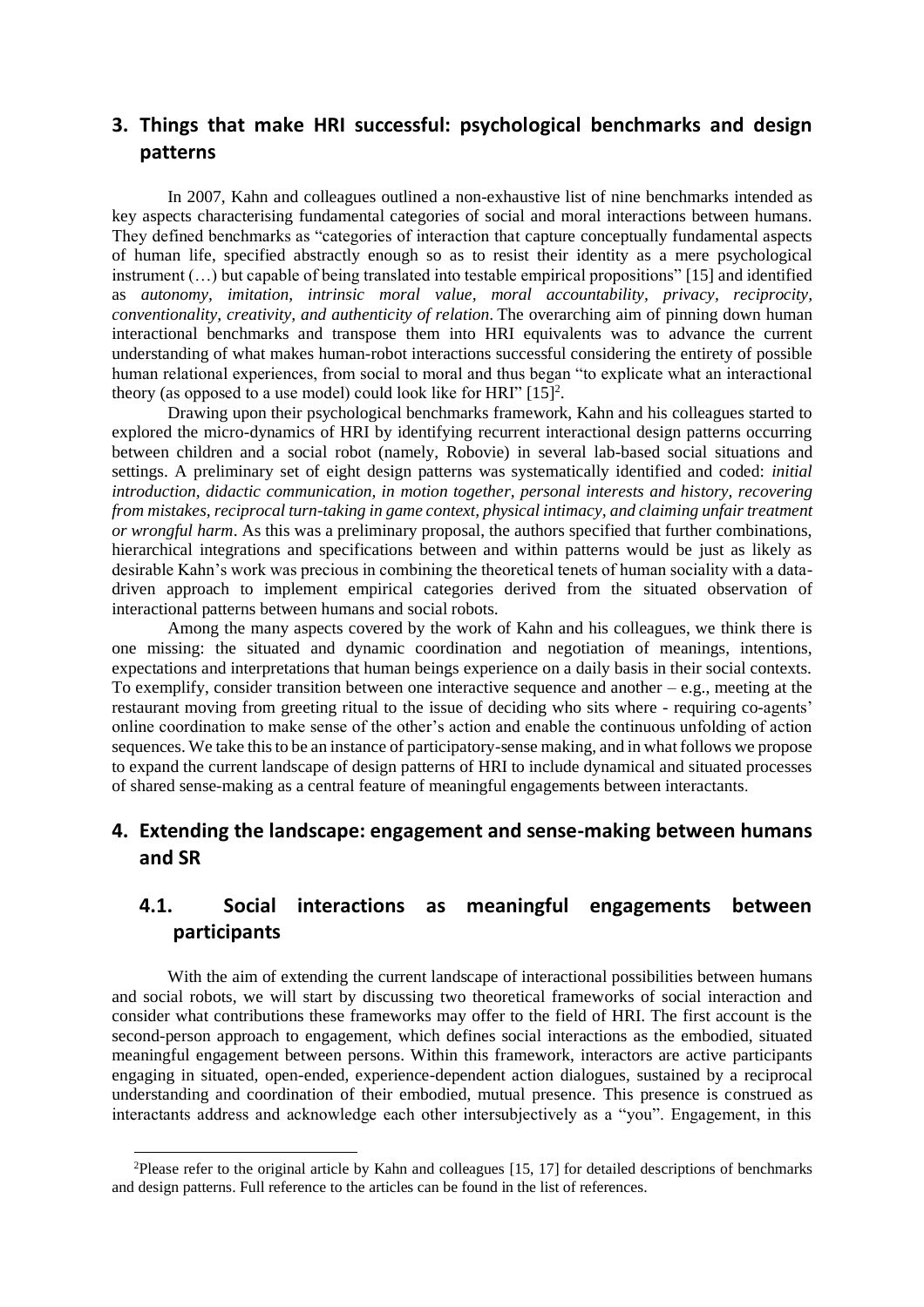## 3. Things that make HRI successful: psychological benchmarks and design patterns

In 2007, Kahn and colleagues outlined a non-exhaustive list of nine benchmarks intended as key aspects characterising fundamental categories of social and moral interactions between humans. They defined benchmarks as "categories of interaction that capture conceptually fundamental aspects of human life, specified abstractly enough so as to resist their identity as a mere psychological instrument (…) but capable of being translated into testable empirical propositions" [15] and identified as *autonomy, imitation, intrinsic moral value, moral accountability, privacy, reciprocity, conventionality, creativity, and authenticity of relation*. The overarching aim of pinning down human interactional benchmarks and transpose them into HRI equivalents was to advance the current understanding of what makes human-robot interactions successful considering the entirety of possible human relational experiences, from social to moral and thus began "to explicate what an interactional theory (as opposed to a use model) could look like for HRI" [15][2].

Drawing upon their psychological benchmarks framework, Kahn and his colleagues started to explored the micro-dynamics of HRI by identifying recurrent interactional design patterns occurring between children and a social robot (namely, Robovie) in several lab-based social situations and settings. A preliminary set of eight design patterns was systematically identified and coded: *initial introduction, didactic communication, in motion together, personal interests and history, recovering from mistakes, reciprocal turn-taking in game context, physical intimacy, and claiming unfair treatment or wrongful harm*. As this was a preliminary proposal, the authors specified that further combinations, hierarchical integrations and specifications between and within patterns would be just as likely as desirable Kahn's work was precious in combining the theoretical tenets of human sociality with a data-driven approach to implement empirical categories derived from the situated observation of interactional patterns between humans and social robots.

Among the many aspects covered by the work of Kahn and his colleagues, we think there is one missing: the situated and dynamic coordination and negotiation of meanings, intentions, expectations and interpretations that human beings experience on a daily basis in their social contexts. To exemplify, consider transition between one interactive sequence and another – e.g., meeting at the restaurant moving from greeting ritual to the issue of deciding who sits where - requiring co-agents' online coordination to make sense of the other's action and enable the continuous unfolding of action sequences. We take this to be an instance of participatory-sense making, and in what follows we propose to expand the current landscape of design patterns of HRI to include dynamical and situated processes of shared sense-making as a central feature of meaningful engagements between interactants.

## 4. Extending the landscape: engagement and sense-making between humans and SR

### 4.1. Social interactions as meaningful engagements between participants

With the aim of extending the current landscape of interactional possibilities between humans and social robots, we will start by discussing two theoretical frameworks of social interaction and consider what contributions these frameworks may offer to the field of HRI. The first account is the second-person approach to engagement, which defines social interactions as the embodied, situated meaningful engagement between persons. Within this framework, interactors are active participants engaging in situated, open-ended, experience-dependent action dialogues, sustained by a reciprocal understanding and coordination of their embodied, mutual presence. This presence is construed as interactants address and acknowledge each other intersubjectively as a "you". Engagement, in this

[2] Please refer to the original article by Kahn and colleagues [15, 17] for detailed descriptions of benchmarks and design patterns. Full reference to the articles can be found in the list of references.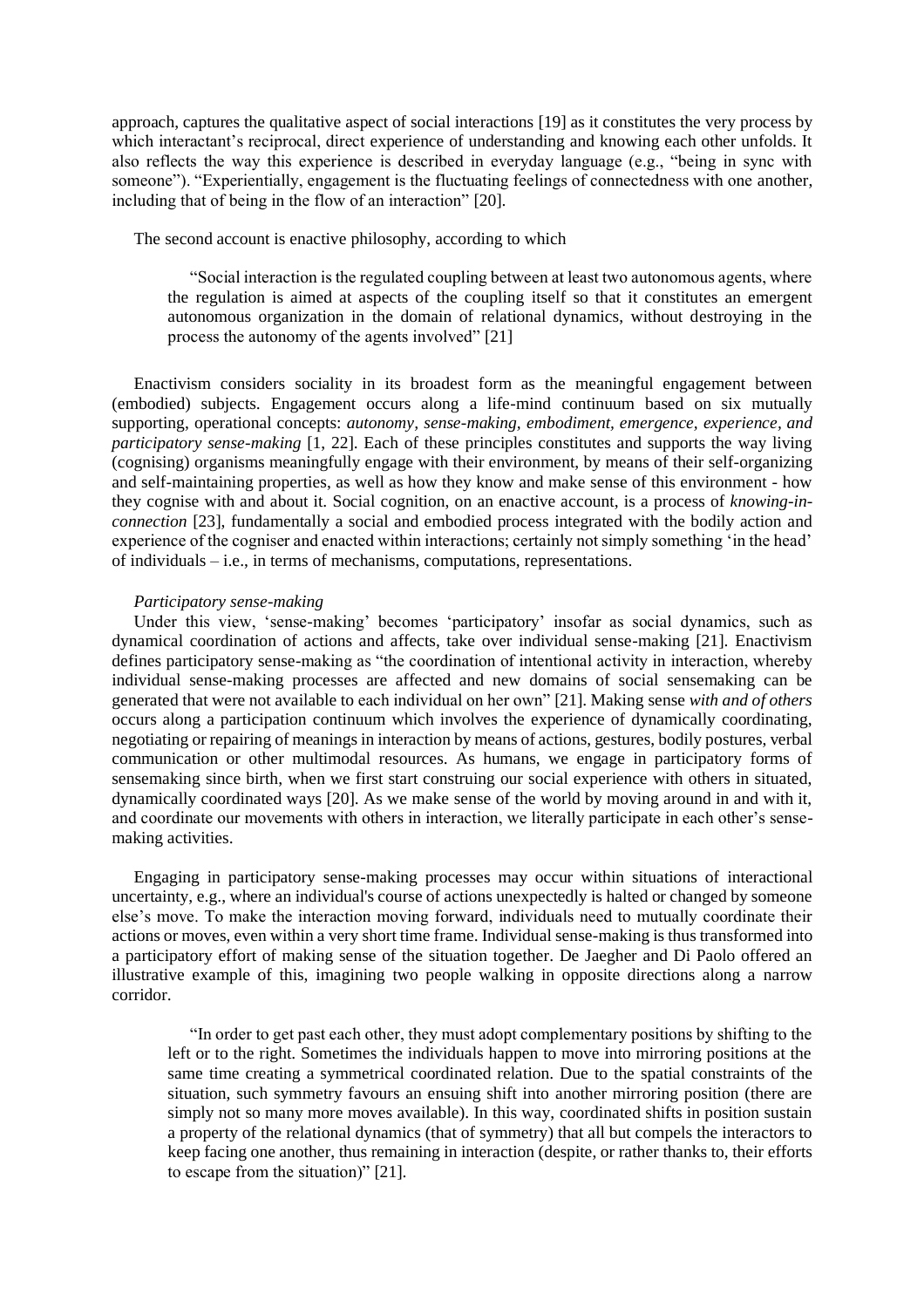approach, captures the qualitative aspect of social interactions [19] as it constitutes the very process by which interactant's reciprocal, direct experience of understanding and knowing each other unfolds. It also reflects the way this experience is described in everyday language (e.g., "being in sync with someone"). "Experientially, engagement is the fluctuating feelings of connectedness with one another, including that of being in the flow of an interaction" [20].

The second account is enactive philosophy, according to which

> "Social interaction is the regulated coupling between at least two autonomous agents, where the regulation is aimed at aspects of the coupling itself so that it constitutes an emergent autonomous organization in the domain of relational dynamics, without destroying in the process the autonomy of the agents involved" [21]

Enactivism considers sociality in its broadest form as the meaningful engagement between (embodied) subjects. Engagement occurs along a life-mind continuum based on six mutually supporting, operational concepts: *autonomy, sense-making, embodiment, emergence, experience, and participatory sense-making* [1, 22]. Each of these principles constitutes and supports the way living (cognising) organisms meaningfully engage with their environment, by means of their self-organizing and self-maintaining properties, as well as how they know and make sense of this environment - how they cognise with and about it. Social cognition, on an enactive account, is a process of *knowing-in-connection* [23], fundamentally a social and embodied process integrated with the bodily action and experience of the cogniser and enacted within interactions; certainly not simply something 'in the head' of individuals – i.e., in terms of mechanisms, computations, representations.

*Participatory sense-making*

Under this view, 'sense-making' becomes 'participatory' insofar as social dynamics, such as dynamical coordination of actions and affects, take over individual sense-making [21]. Enactivism defines participatory sense-making as "the coordination of intentional activity in interaction, whereby individual sense-making processes are affected and new domains of social sensemaking can be generated that were not available to each individual on her own" [21]. Making sense *with and of others* occurs along a participation continuum which involves the experience of dynamically coordinating, negotiating or repairing of meanings in interaction by means of actions, gestures, bodily postures, verbal communication or other multimodal resources. As humans, we engage in participatory forms of sensemaking since birth, when we first start construing our social experience with others in situated, dynamically coordinated ways [20]. As we make sense of the world by moving around in and with it, and coordinate our movements with others in interaction, we literally participate in each other's sense-making activities.

Engaging in participatory sense-making processes may occur within situations of interactional uncertainty, e.g., where an individual's course of actions unexpectedly is halted or changed by someone else's move. To make the interaction moving forward, individuals need to mutually coordinate their actions or moves, even within a very short time frame. Individual sense-making is thus transformed into a participatory effort of making sense of the situation together. De Jaegher and Di Paolo offered an illustrative example of this, imagining two people walking in opposite directions along a narrow corridor.

> "In order to get past each other, they must adopt complementary positions by shifting to the left or to the right. Sometimes the individuals happen to move into mirroring positions at the same time creating a symmetrical coordinated relation. Due to the spatial constraints of the situation, such symmetry favours an ensuing shift into another mirroring position (there are simply not so many more moves available). In this way, coordinated shifts in position sustain a property of the relational dynamics (that of symmetry) that all but compels the interactors to keep facing one another, thus remaining in interaction (despite, or rather thanks to, their efforts to escape from the situation)" [21].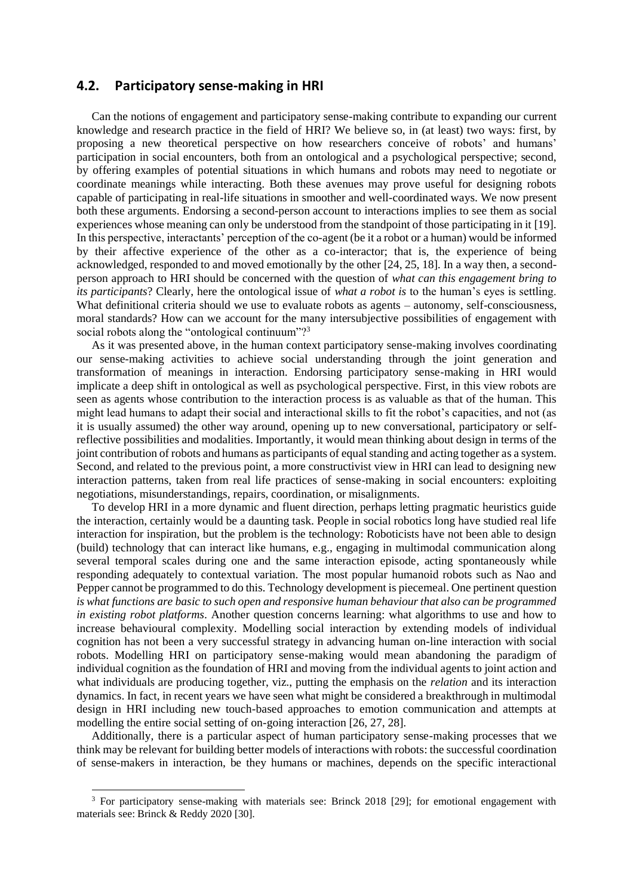## 4.2. Participatory sense-making in HRI

Can the notions of engagement and participatory sense-making contribute to expanding our current knowledge and research practice in the field of HRI? We believe so, in (at least) two ways: first, by proposing a new theoretical perspective on how researchers conceive of robots' and humans' participation in social encounters, both from an ontological and a psychological perspective; second, by offering examples of potential situations in which humans and robots may need to negotiate or coordinate meanings while interacting. Both these avenues may prove useful for designing robots capable of participating in real-life situations in smoother and well-coordinated ways. We now present both these arguments. Endorsing a second-person account to interactions implies to see them as social experiences whose meaning can only be understood from the standpoint of those participating in it [19]. In this perspective, interactants' perception of the co-agent (be it a robot or a human) would be informed by their affective experience of the other as a co-interactor; that is, the experience of being acknowledged, responded to and moved emotionally by the other [24, 25, 18]. In a way then, a second-person approach to HRI should be concerned with the question of *what can this engagement bring to its participants*? Clearly, here the ontological issue of *what a robot is* to the human's eyes is settling. What definitional criteria should we use to evaluate robots as agents – autonomy, self-consciousness, moral standards? How can we account for the many intersubjective possibilities of engagement with social robots along the "ontological continuum"?[3]

As it was presented above, in the human context participatory sense-making involves coordinating our sense-making activities to achieve social understanding through the joint generation and transformation of meanings in interaction. Endorsing participatory sense-making in HRI would implicate a deep shift in ontological as well as psychological perspective. First, in this view robots are seen as agents whose contribution to the interaction process is as valuable as that of the human. This might lead humans to adapt their social and interactional skills to fit the robot's capacities, and not (as it is usually assumed) the other way around, opening up to new conversational, participatory or self-reflective possibilities and modalities. Importantly, it would mean thinking about design in terms of the joint contribution of robots and humans as participants of equal standing and acting together as a system. Second, and related to the previous point, a more constructivist view in HRI can lead to designing new interaction patterns, taken from real life practices of sense-making in social encounters: exploiting negotiations, misunderstandings, repairs, coordination, or misalignments.

To develop HRI in a more dynamic and fluent direction, perhaps letting pragmatic heuristics guide the interaction, certainly would be a daunting task. People in social robotics long have studied real life interaction for inspiration, but the problem is the technology: Roboticists have not been able to design (build) technology that can interact like humans, e.g., engaging in multimodal communication along several temporal scales during one and the same interaction episode, acting spontaneously while responding adequately to contextual variation. The most popular humanoid robots such as Nao and Pepper cannot be programmed to do this. Technology development is piecemeal. One pertinent question *is what functions are basic to such open and responsive human behaviour that also can be programmed in existing robot platforms*. Another question concerns learning: what algorithms to use and how to increase behavioural complexity. Modelling social interaction by extending models of individual cognition has not been a very successful strategy in advancing human on-line interaction with social robots. Modelling HRI on participatory sense-making would mean abandoning the paradigm of individual cognition as the foundation of HRI and moving from the individual agents to joint action and what individuals are producing together, viz., putting the emphasis on the *relation* and its interaction dynamics. In fact, in recent years we have seen what might be considered a breakthrough in multimodal design in HRI including new touch-based approaches to emotion communication and attempts at modelling the entire social setting of on-going interaction [26, 27, 28].

Additionally, there is a particular aspect of human participatory sense-making processes that we think may be relevant for building better models of interactions with robots: the successful coordination of sense-makers in interaction, be they humans or machines, depends on the specific interactional

[3] For participatory sense-making with materials see: Brinck 2018 [29]; for emotional engagement with materials see: Brinck & Reddy 2020 [30].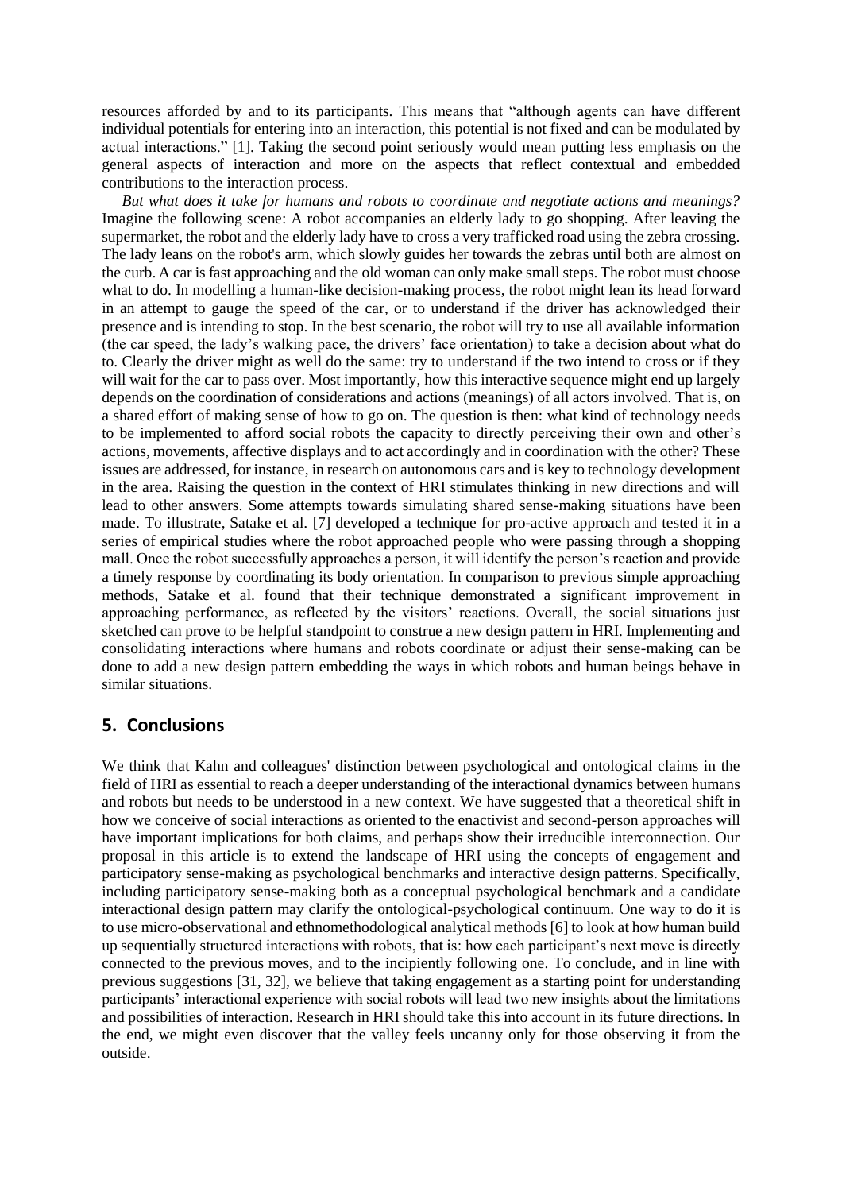resources afforded by and to its participants. This means that "although agents can have different individual potentials for entering into an interaction, this potential is not fixed and can be modulated by actual interactions." [1]. Taking the second point seriously would mean putting less emphasis on the general aspects of interaction and more on the aspects that reflect contextual and embedded contributions to the interaction process.

*But what does it take for humans and robots to coordinate and negotiate actions and meanings?* Imagine the following scene: A robot accompanies an elderly lady to go shopping. After leaving the supermarket, the robot and the elderly lady have to cross a very trafficked road using the zebra crossing. The lady leans on the robot's arm, which slowly guides her towards the zebras until both are almost on the curb. A car is fast approaching and the old woman can only make small steps. The robot must choose what to do. In modelling a human-like decision-making process, the robot might lean its head forward in an attempt to gauge the speed of the car, or to understand if the driver has acknowledged their presence and is intending to stop. In the best scenario, the robot will try to use all available information (the car speed, the lady's walking pace, the drivers' face orientation) to take a decision about what do to. Clearly the driver might as well do the same: try to understand if the two intend to cross or if they will wait for the car to pass over. Most importantly, how this interactive sequence might end up largely depends on the coordination of considerations and actions (meanings) of all actors involved. That is, on a shared effort of making sense of how to go on. The question is then: what kind of technology needs to be implemented to afford social robots the capacity to directly perceiving their own and other's actions, movements, affective displays and to act accordingly and in coordination with the other? These issues are addressed, for instance, in research on autonomous cars and is key to technology development in the area. Raising the question in the context of HRI stimulates thinking in new directions and will lead to other answers. Some attempts towards simulating shared sense-making situations have been made. To illustrate, Satake et al. [7] developed a technique for pro-active approach and tested it in a series of empirical studies where the robot approached people who were passing through a shopping mall. Once the robot successfully approaches a person, it will identify the person's reaction and provide a timely response by coordinating its body orientation. In comparison to previous simple approaching methods, Satake et al. found that their technique demonstrated a significant improvement in approaching performance, as reflected by the visitors' reactions. Overall, the social situations just sketched can prove to be helpful standpoint to construe a new design pattern in HRI. Implementing and consolidating interactions where humans and robots coordinate or adjust their sense-making can be done to add a new design pattern embedding the ways in which robots and human beings behave in similar situations.

## 5. Conclusions

We think that Kahn and colleagues' distinction between psychological and ontological claims in the field of HRI as essential to reach a deeper understanding of the interactional dynamics between humans and robots but needs to be understood in a new context. We have suggested that a theoretical shift in how we conceive of social interactions as oriented to the enactivist and second-person approaches will have important implications for both claims, and perhaps show their irreducible interconnection. Our proposal in this article is to extend the landscape of HRI using the concepts of engagement and participatory sense-making as psychological benchmarks and interactive design patterns. Specifically, including participatory sense-making both as a conceptual psychological benchmark and a candidate interactional design pattern may clarify the ontological-psychological continuum. One way to do it is to use micro-observational and ethnomethodological analytical methods [6] to look at how human build up sequentially structured interactions with robots, that is: how each participant's next move is directly connected to the previous moves, and to the incipiently following one. To conclude, and in line with previous suggestions [31, 32], we believe that taking engagement as a starting point for understanding participants' interactional experience with social robots will lead two new insights about the limitations and possibilities of interaction. Research in HRI should take this into account in its future directions. In the end, we might even discover that the valley feels uncanny only for those observing it from the outside.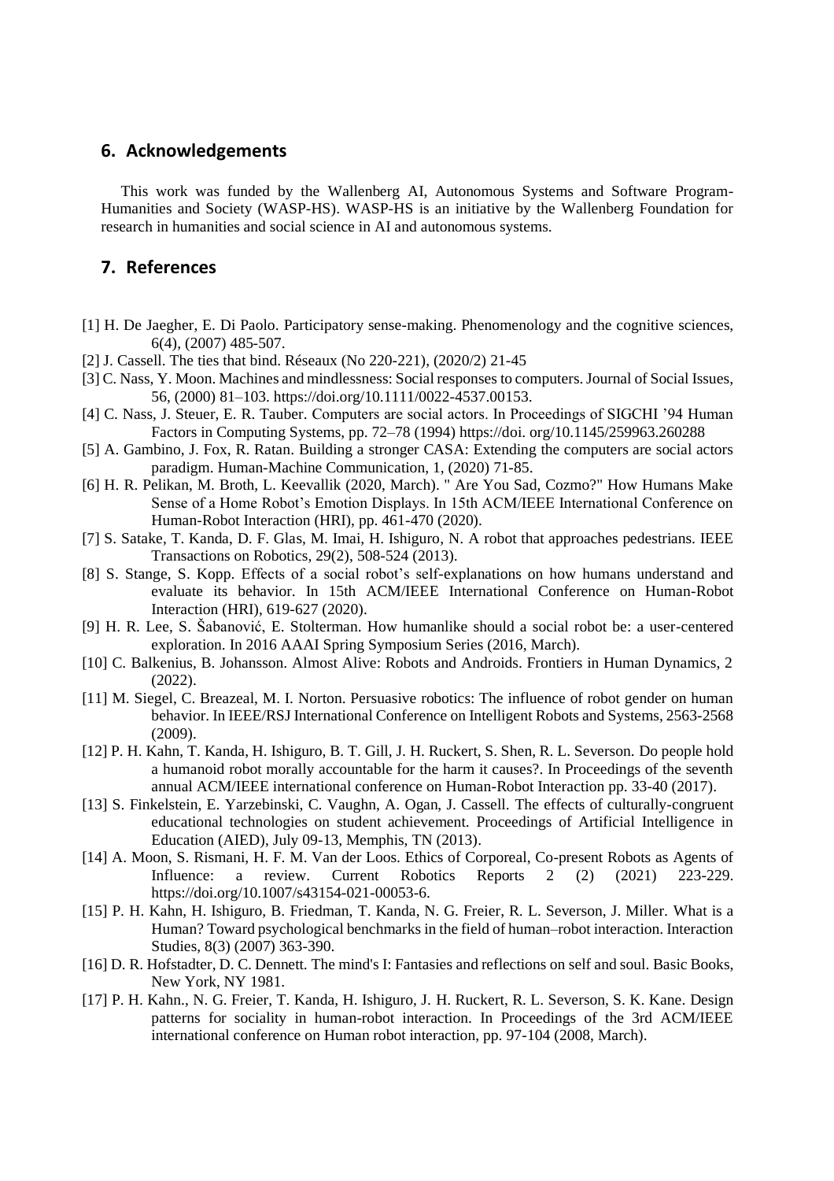## 6. Acknowledgements

This work was funded by the Wallenberg AI, Autonomous Systems and Software Program-Humanities and Society (WASP-HS). WASP-HS is an initiative by the Wallenberg Foundation for research in humanities and social science in AI and autonomous systems.

## 7. References

[1] H. De Jaegher, E. Di Paolo. Participatory sense-making. Phenomenology and the cognitive sciences, 6(4), (2007) 485-507.

[2] J. Cassell. The ties that bind. Réseaux (No 220-221), (2020/2) 21-45

[3] C. Nass, Y. Moon. Machines and mindlessness: Social responses to computers. Journal of Social Issues, 56, (2000) 81–103. https://doi.org/10.1111/0022-4537.00153.

[4] C. Nass, J. Steuer, E. R. Tauber. Computers are social actors. In Proceedings of SIGCHI '94 Human Factors in Computing Systems, pp. 72–78 (1994) https://doi. org/10.1145/259963.260288

[5] A. Gambino, J. Fox, R. Ratan. Building a stronger CASA: Extending the computers are social actors paradigm. Human-Machine Communication, 1, (2020) 71-85.

[6] H. R. Pelikan, M. Broth, L. Keevallik (2020, March). " Are You Sad, Cozmo?" How Humans Make Sense of a Home Robot's Emotion Displays. In 15th ACM/IEEE International Conference on Human-Robot Interaction (HRI), pp. 461-470 (2020).

[7] S. Satake, T. Kanda, D. F. Glas, M. Imai, H. Ishiguro, N. A robot that approaches pedestrians. IEEE Transactions on Robotics, 29(2), 508-524 (2013).

[8] S. Stange, S. Kopp. Effects of a social robot's self-explanations on how humans understand and evaluate its behavior. In 15th ACM/IEEE International Conference on Human-Robot Interaction (HRI), 619-627 (2020).

[9] H. R. Lee, S. Šabanović, E. Stolterman. How humanlike should a social robot be: a user-centered exploration. In 2016 AAAI Spring Symposium Series (2016, March).

[10] C. Balkenius, B. Johansson. Almost Alive: Robots and Androids. Frontiers in Human Dynamics, 2 (2022).

[11] M. Siegel, C. Breazeal, M. I. Norton. Persuasive robotics: The influence of robot gender on human behavior. In IEEE/RSJ International Conference on Intelligent Robots and Systems, 2563-2568 (2009).

[12] P. H. Kahn, T. Kanda, H. Ishiguro, B. T. Gill, J. H. Ruckert, S. Shen, R. L. Severson. Do people hold a humanoid robot morally accountable for the harm it causes?. In Proceedings of the seventh annual ACM/IEEE international conference on Human-Robot Interaction pp. 33-40 (2017).

[13] S. Finkelstein, E. Yarzebinski, C. Vaughn, A. Ogan, J. Cassell. The effects of culturally-congruent educational technologies on student achievement. Proceedings of Artificial Intelligence in Education (AIED), July 09-13, Memphis, TN (2013).

[14] A. Moon, S. Rismani, H. F. M. Van der Loos. Ethics of Corporeal, Co-present Robots as Agents of Influence: a review. Current Robotics Reports 2 (2) (2021) 223-229. https://doi.org/10.1007/s43154-021-00053-6.

[15] P. H. Kahn, H. Ishiguro, B. Friedman, T. Kanda, N. G. Freier, R. L. Severson, J. Miller. What is a Human? Toward psychological benchmarks in the field of human–robot interaction. Interaction Studies, 8(3) (2007) 363-390.

[16] D. R. Hofstadter, D. C. Dennett. The mind's I: Fantasies and reflections on self and soul. Basic Books, New York, NY 1981.

[17] P. H. Kahn., N. G. Freier, T. Kanda, H. Ishiguro, J. H. Ruckert, R. L. Severson, S. K. Kane. Design patterns for sociality in human-robot interaction. In Proceedings of the 3rd ACM/IEEE international conference on Human robot interaction, pp. 97-104 (2008, March).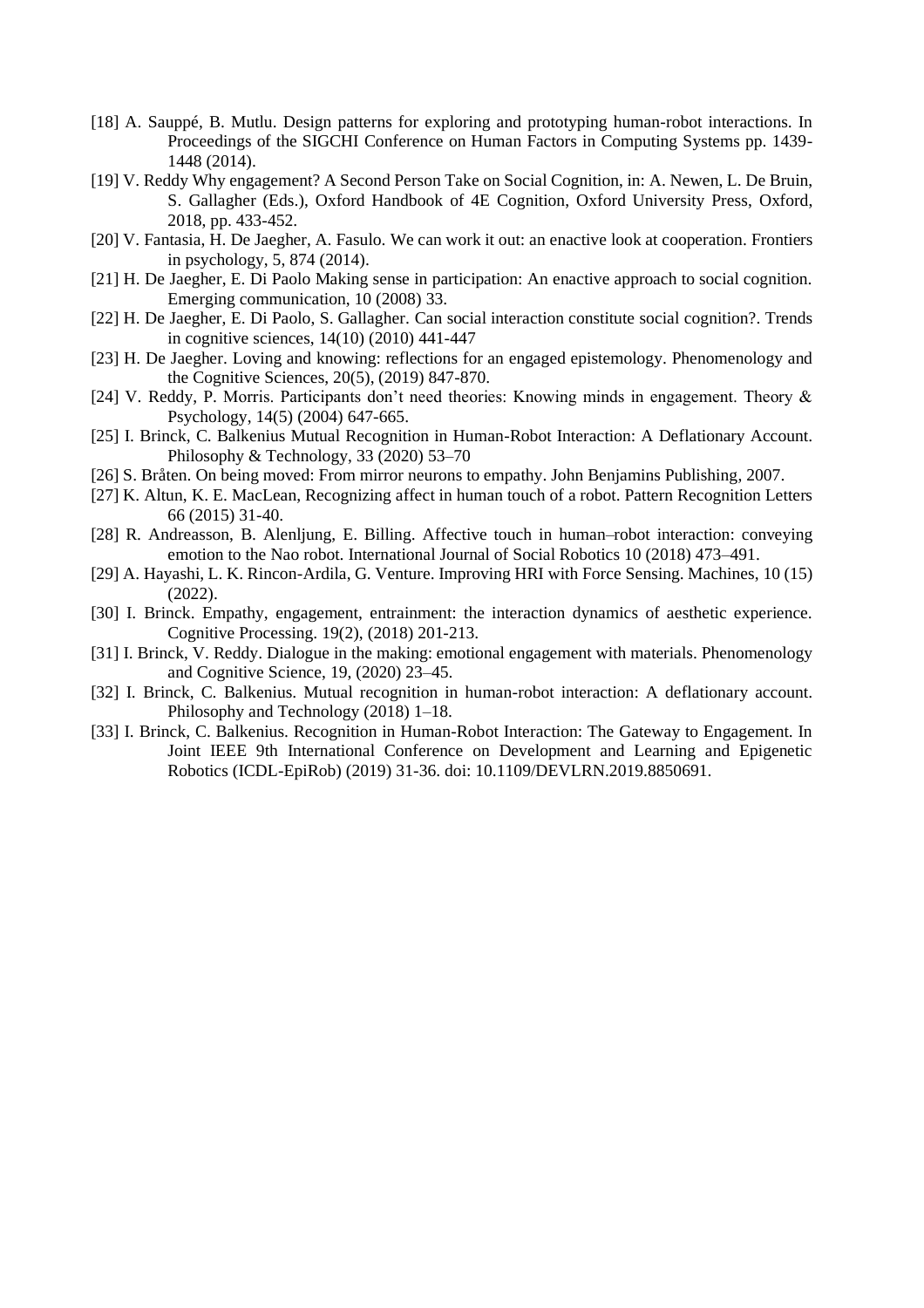[18] A. Sauppé, B. Mutlu. Design patterns for exploring and prototyping human-robot interactions. In Proceedings of the SIGCHI Conference on Human Factors in Computing Systems pp. 1439-1448 (2014).

[19] V. Reddy Why engagement? A Second Person Take on Social Cognition, in: A. Newen, L. De Bruin, S. Gallagher (Eds.), Oxford Handbook of 4E Cognition, Oxford University Press, Oxford, 2018, pp. 433-452.

[20] V. Fantasia, H. De Jaegher, A. Fasulo. We can work it out: an enactive look at cooperation. Frontiers in psychology, 5, 874 (2014).

[21] H. De Jaegher, E. Di Paolo Making sense in participation: An enactive approach to social cognition. Emerging communication, 10 (2008) 33.

[22] H. De Jaegher, E. Di Paolo, S. Gallagher. Can social interaction constitute social cognition?. Trends in cognitive sciences, 14(10) (2010) 441-447

[23] H. De Jaegher. Loving and knowing: reflections for an engaged epistemology. Phenomenology and the Cognitive Sciences, 20(5), (2019) 847-870.

[24] V. Reddy, P. Morris. Participants don't need theories: Knowing minds in engagement. Theory & Psychology, 14(5) (2004) 647-665.

[25] I. Brinck, C. Balkenius Mutual Recognition in Human-Robot Interaction: A Deflationary Account. Philosophy & Technology, 33 (2020) 53–70

[26] S. Bråten. On being moved: From mirror neurons to empathy. John Benjamins Publishing, 2007.

[27] K. Altun, K. E. MacLean, Recognizing affect in human touch of a robot. Pattern Recognition Letters 66 (2015) 31-40.

[28] R. Andreasson, B. Alenljung, E. Billing. Affective touch in human–robot interaction: conveying emotion to the Nao robot. International Journal of Social Robotics 10 (2018) 473–491.

[29] A. Hayashi, L. K. Rincon-Ardila, G. Venture. Improving HRI with Force Sensing. Machines, 10 (15) (2022).

[30] I. Brinck. Empathy, engagement, entrainment: the interaction dynamics of aesthetic experience. Cognitive Processing. 19(2), (2018) 201-213.

[31] I. Brinck, V. Reddy. Dialogue in the making: emotional engagement with materials. Phenomenology and Cognitive Science, 19, (2020) 23–45.

[32] I. Brinck, C. Balkenius. Mutual recognition in human-robot interaction: A deflationary account. Philosophy and Technology (2018) 1–18.

[33] I. Brinck, C. Balkenius. Recognition in Human-Robot Interaction: The Gateway to Engagement. In Joint IEEE 9th International Conference on Development and Learning and Epigenetic Robotics (ICDL-EpiRob) (2019) 31-36. doi: 10.1109/DEVLRN.2019.8850691.